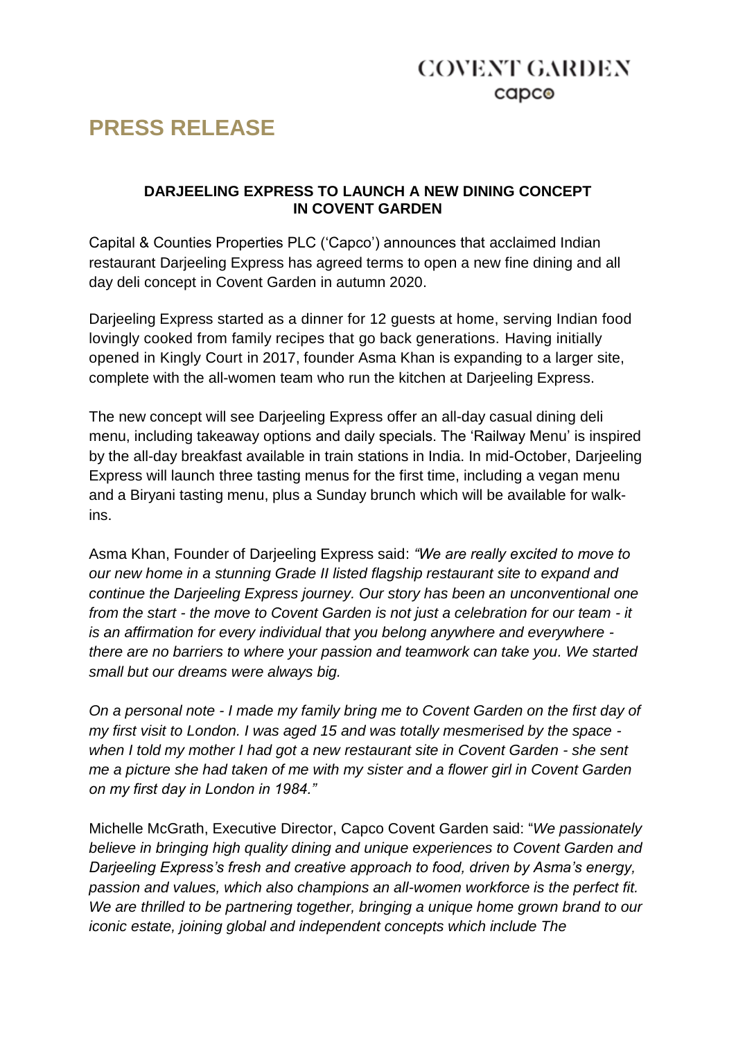COVENT GARDEN
capco

# PRESS RELEASE

**DARJEELING EXPRESS TO LAUNCH A NEW DINING CONCEPT IN COVENT GARDEN**

Capital & Counties Properties PLC ('Capco') announces that acclaimed Indian restaurant Darjeeling Express has agreed terms to open a new fine dining and all day deli concept in Covent Garden in autumn 2020.

Darjeeling Express started as a dinner for 12 guests at home, serving Indian food lovingly cooked from family recipes that go back generations. Having initially opened in Kingly Court in 2017, founder Asma Khan is expanding to a larger site, complete with the all-women team who run the kitchen at Darjeeling Express.

The new concept will see Darjeeling Express offer an all-day casual dining deli menu, including takeaway options and daily specials. The 'Railway Menu' is inspired by the all-day breakfast available in train stations in India. In mid-October, Darjeeling Express will launch three tasting menus for the first time, including a vegan menu and a Biryani tasting menu, plus a Sunday brunch which will be available for walk-ins.

Asma Khan, Founder of Darjeeling Express said: *"We are really excited to move to our new home in a stunning Grade II listed flagship restaurant site to expand and continue the Darjeeling Express journey. Our story has been an unconventional one from the start - the move to Covent Garden is not just a celebration for our team - it is an affirmation for every individual that you belong anywhere and everywhere - there are no barriers to where your passion and teamwork can take you. We started small but our dreams were always big.*

*On a personal note - I made my family bring me to Covent Garden on the first day of my first visit to London. I was aged 15 and was totally mesmerised by the space - when I told my mother I had got a new restaurant site in Covent Garden - she sent me a picture she had taken of me with my sister and a flower girl in Covent Garden on my first day in London in 1984."*

Michelle McGrath, Executive Director, Capco Covent Garden said: "*We passionately believe in bringing high quality dining and unique experiences to Covent Garden and Darjeeling Express's fresh and creative approach to food, driven by Asma's energy, passion and values, which also champions an all-women workforce is the perfect fit. We are thrilled to be partnering together, bringing a unique home grown brand to our iconic estate, joining global and independent concepts which include The*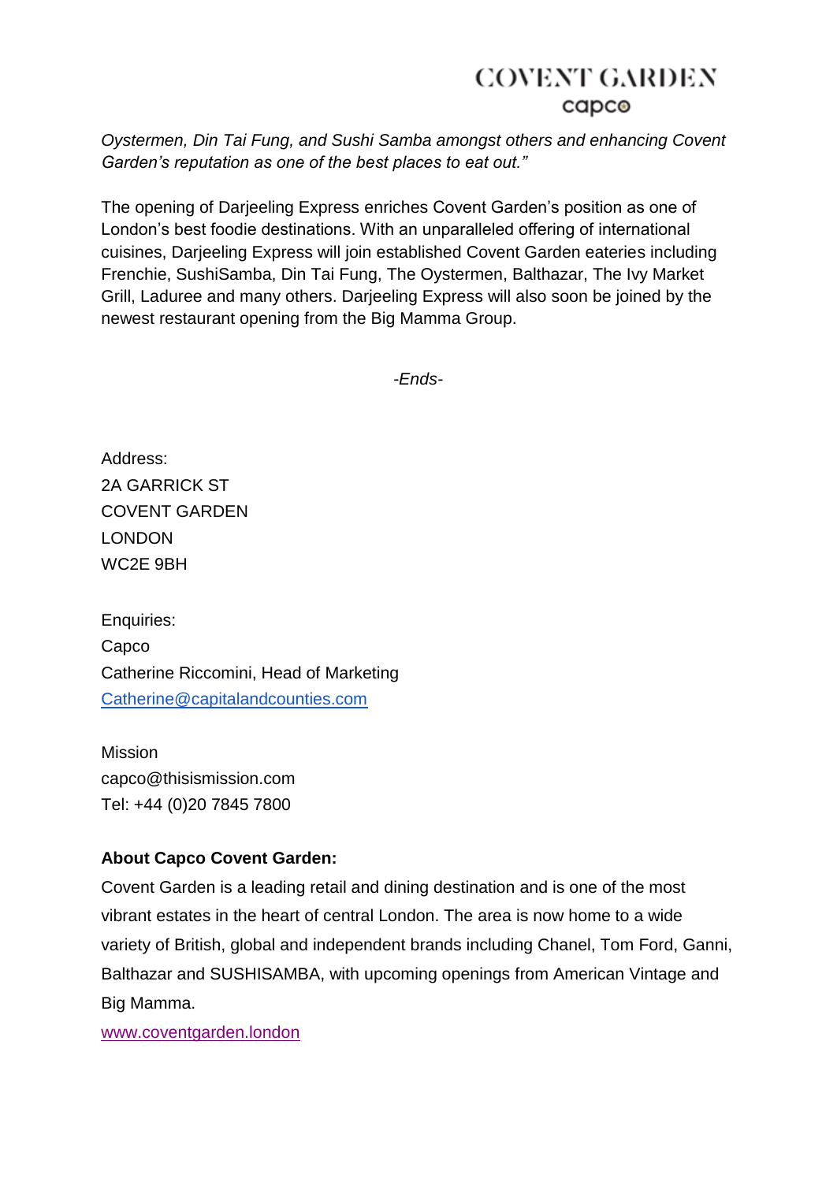*Oystermen, Din Tai Fung, and Sushi Samba amongst others and enhancing Covent Garden's reputation as one of the best places to eat out."*

The opening of Darjeeling Express enriches Covent Garden's position as one of London's best foodie destinations. With an unparalleled offering of international cuisines, Darjeeling Express will join established Covent Garden eateries including Frenchie, SushiSamba, Din Tai Fung, The Oystermen, Balthazar, The Ivy Market Grill, Laduree and many others. Darjeeling Express will also soon be joined by the newest restaurant opening from the Big Mamma Group.

*-Ends-*

Address:
2A GARRICK ST
COVENT GARDEN
LONDON
WC2E 9BH

Enquiries:
Capco
Catherine Riccomini, Head of Marketing
Catherine@capitalandcounties.com

Mission
capco@thisismission.com
Tel: +44 (0)20 7845 7800

**About Capco Covent Garden:**

Covent Garden is a leading retail and dining destination and is one of the most vibrant estates in the heart of central London. The area is now home to a wide variety of British, global and independent brands including Chanel, Tom Ford, Ganni, Balthazar and SUSHISAMBA, with upcoming openings from American Vintage and Big Mamma.

www.coventgarden.london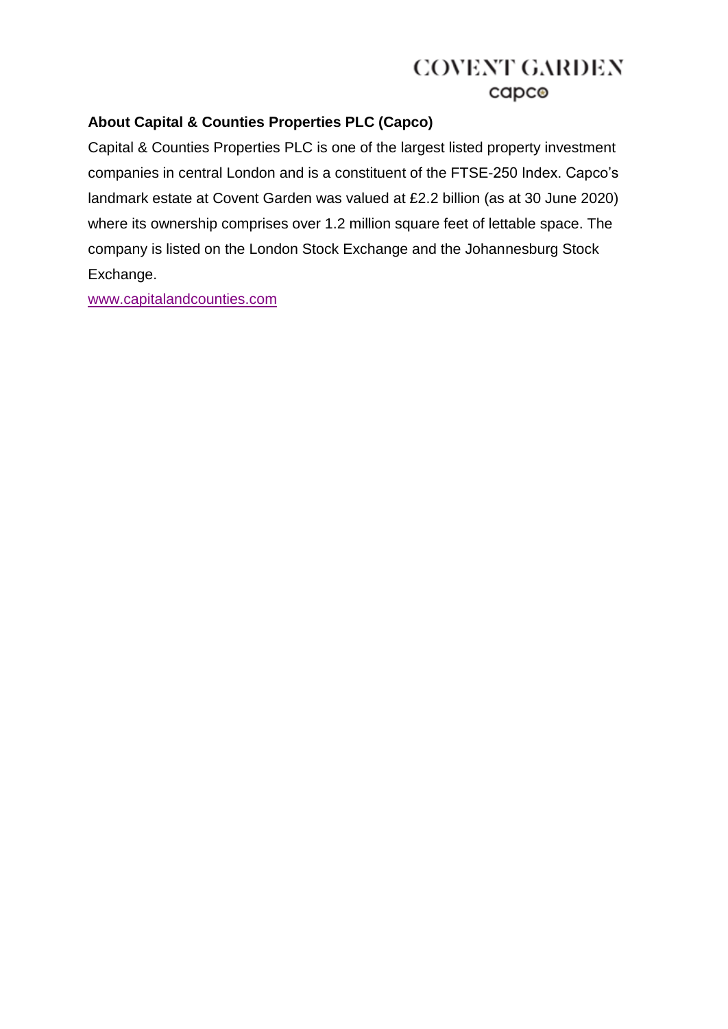**About Capital & Counties Properties PLC (Capco)**

Capital & Counties Properties PLC is one of the largest listed property investment companies in central London and is a constituent of the FTSE-250 Index. Capco's landmark estate at Covent Garden was valued at £2.2 billion (as at 30 June 2020) where its ownership comprises over 1.2 million square feet of lettable space. The company is listed on the London Stock Exchange and the Johannesburg Stock Exchange.

www.capitalandcounties.com